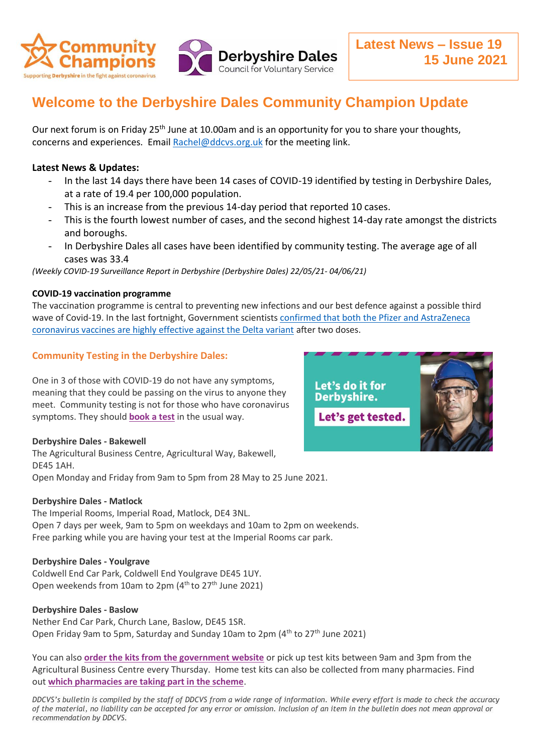Latest News – Issue 19
15 June 2021

# Welcome to the Derbyshire Dales Community Champion Update

Our next forum is on Friday 25th June at 10.00am and is an opportunity for you to share your thoughts, concerns and experiences. Email Rachel@ddcvs.org.uk for the meeting link.

**Latest News & Updates:**

- In the last 14 days there have been 14 cases of COVID-19 identified by testing in Derbyshire Dales, at a rate of 19.4 per 100,000 population.
- This is an increase from the previous 14-day period that reported 10 cases.
- This is the fourth lowest number of cases, and the second highest 14-day rate amongst the districts and boroughs.
- In Derbyshire Dales all cases have been identified by community testing. The average age of all cases was 33.4

*(Weekly COVID-19 Surveillance Report in Derbyshire (Derbyshire Dales) 22/05/21- 04/06/21)*

**COVID-19 vaccination programme**

The vaccination programme is central to preventing new infections and our best defence against a possible third wave of Covid-19. In the last fortnight, Government scientists confirmed that both the Pfizer and AstraZeneca coronavirus vaccines are highly effective against the Delta variant after two doses.

## Community Testing in the Derbyshire Dales:

One in 3 of those with COVID-19 do not have any symptoms, meaning that they could be passing on the virus to anyone they meet. Community testing is not for those who have coronavirus symptoms. They should **book a test** in the usual way.

Let's do it for Derbyshire. Let's get tested.

**Derbyshire Dales - Bakewell**
The Agricultural Business Centre, Agricultural Way, Bakewell, DE45 1AH.
Open Monday and Friday from 9am to 5pm from 28 May to 25 June 2021.

**Derbyshire Dales - Matlock**
The Imperial Rooms, Imperial Road, Matlock, DE4 3NL.
Open 7 days per week, 9am to 5pm on weekdays and 10am to 2pm on weekends.
Free parking while you are having your test at the Imperial Rooms car park.

**Derbyshire Dales - Youlgrave**
Coldwell End Car Park, Coldwell End Youlgrave DE45 1UY.
Open weekends from 10am to 2pm (4th to 27th June 2021)

**Derbyshire Dales - Baslow**
Nether End Car Park, Church Lane, Baslow, DE45 1SR.
Open Friday 9am to 5pm, Saturday and Sunday 10am to 2pm (4th to 27th June 2021)

You can also **order the kits from the government website** or pick up test kits between 9am and 3pm from the Agricultural Business Centre every Thursday. Home test kits can also be collected from many pharmacies. Find out **which pharmacies are taking part in the scheme**.

*DDCVS's bulletin is compiled by the staff of DDCVS from a wide range of information. While every effort is made to check the accuracy of the material, no liability can be accepted for any error or omission. Inclusion of an item in the bulletin does not mean approval or recommendation by DDCVS.*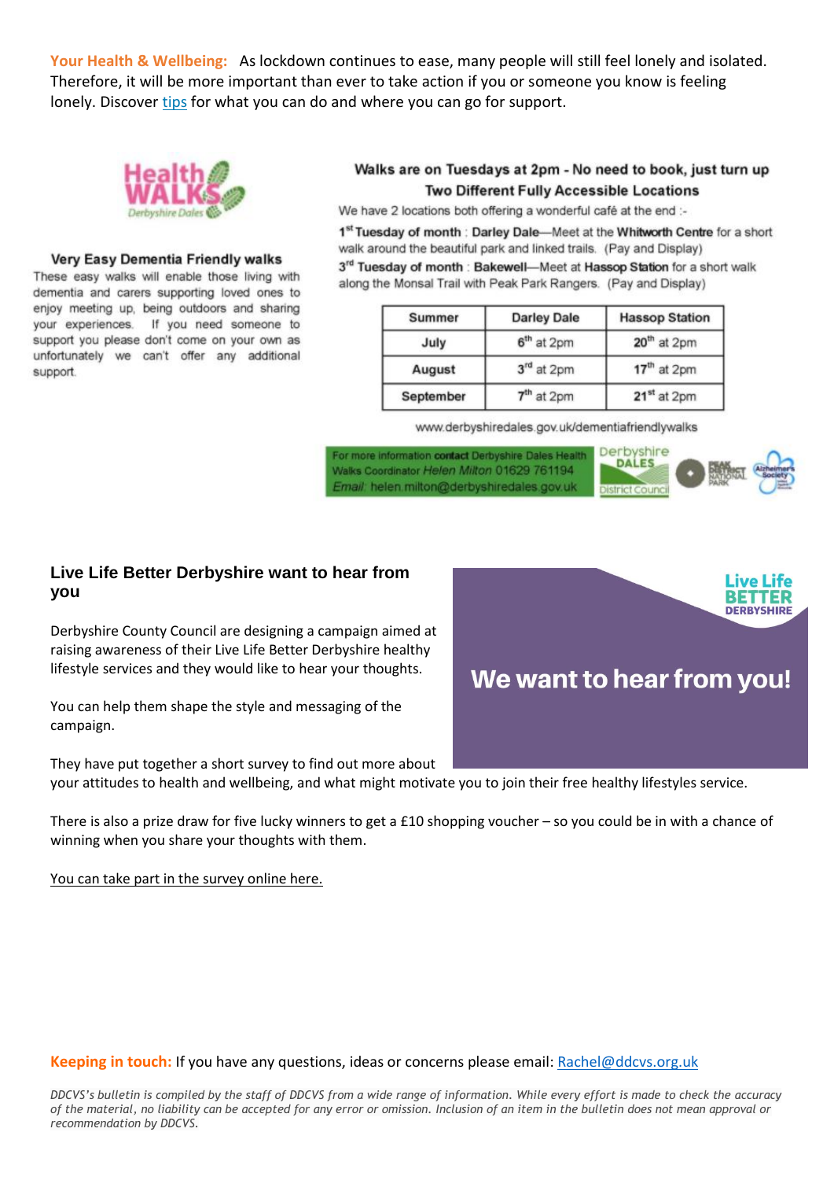**Your Health & Wellbeing:** As lockdown continues to ease, many people will still feel lonely and isolated. Therefore, it will be more important than ever to take action if you or someone you know is feeling lonely. Discover tips for what you can do and where you can go for support.

Health WALKS Derbyshire Dales

**Very Easy Dementia Friendly walks**

These easy walks will enable those living with dementia and carers supporting loved ones to enjoy meeting up, being outdoors and sharing your experiences. If you need someone to support you please don't come on your own as unfortunately we can't offer any additional support.

**Walks are on Tuesdays at 2pm - No need to book, just turn up**

**Two Different Fully Accessible Locations**

We have 2 locations both offering a wonderful café at the end :-

**1st Tuesday of month** : **Darley Dale**—Meet at the **Whitworth Centre** for a short walk around the beautiful park and linked trails. (Pay and Display)

**3rd Tuesday of month** : **Bakewell**—Meet at **Hassop Station** for a short walk along the Monsal Trail with Peak Park Rangers. (Pay and Display)

| Summer | Darley Dale | Hassop Station |
|---|---|---|
| July | 6th at 2pm | 20th at 2pm |
| August | 3rd at 2pm | 17th at 2pm |
| September | 7th at 2pm | 21st at 2pm |

www.derbyshiredales.gov.uk/dementiafriendlywalks

For more information **contact** Derbyshire Dales Health Walks Coordinator *Helen Milton* 01629 761194
*Email*: helen.milton@derbyshiredales.gov.uk

Derbyshire DALES District Council

## Live Life Better Derbyshire want to hear from you

Live Life BETTER DERBYSHIRE

**We want to hear from you!**

Derbyshire County Council are designing a campaign aimed at raising awareness of their Live Life Better Derbyshire healthy lifestyle services and they would like to hear your thoughts.

You can help them shape the style and messaging of the campaign.

They have put together a short survey to find out more about your attitudes to health and wellbeing, and what might motivate you to join their free healthy lifestyles service.

There is also a prize draw for five lucky winners to get a £10 shopping voucher – so you could be in with a chance of winning when you share your thoughts with them.

You can take part in the survey online here.

**Keeping in touch:** If you have any questions, ideas or concerns please email: Rachel@ddcvs.org.uk

*DDCVS's bulletin is compiled by the staff of DDCVS from a wide range of information. While every effort is made to check the accuracy of the material, no liability can be accepted for any error or omission. Inclusion of an item in the bulletin does not mean approval or recommendation by DDCVS.*